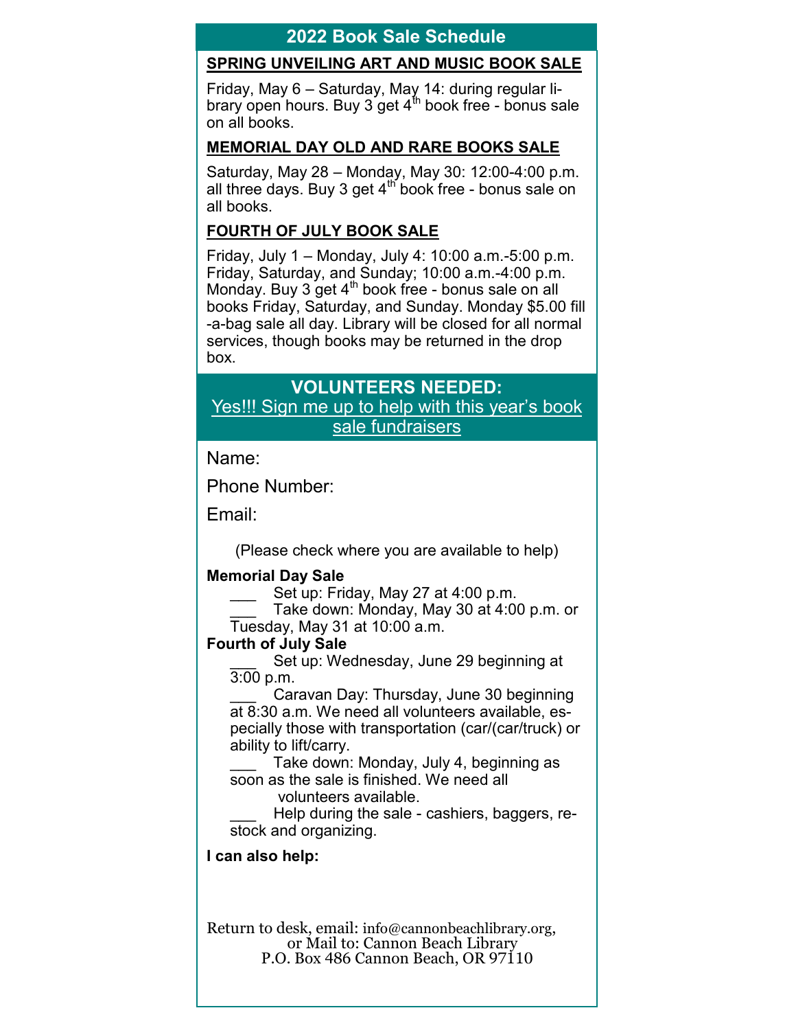## 2022 Book Sale Schedule

**SPRING UNVEILING ART AND MUSIC BOOK SALE**

Friday, May 6 – Saturday, May 14: during regular library open hours. Buy 3 get 4th book free - bonus sale on all books.

**MEMORIAL DAY OLD AND RARE BOOKS SALE**

Saturday, May 28 – Monday, May 30: 12:00-4:00 p.m. all three days. Buy 3 get 4th book free - bonus sale on all books.

**FOURTH OF JULY BOOK SALE**

Friday, July 1 – Monday, July 4: 10:00 a.m.-5:00 p.m. Friday, Saturday, and Sunday; 10:00 a.m.-4:00 p.m. Monday. Buy 3 get 4th book free - bonus sale on all books Friday, Saturday, and Sunday. Monday $5.00 fill-a-bag sale all day. Library will be closed for all normal services, though books may be returned in the drop box.

## VOLUNTEERS NEEDED:

Yes!!! Sign me up to help with this year's book sale fundraisers

Name:

Phone Number:

Email:

(Please check where you are available to help)

**Memorial Day Sale**

___ Set up: Friday, May 27 at 4:00 p.m.

___ Take down: Monday, May 30 at 4:00 p.m. or Tuesday, May 31 at 10:00 a.m.

**Fourth of July Sale**

___ Set up: Wednesday, June 29 beginning at 3:00 p.m.

___ Caravan Day: Thursday, June 30 beginning at 8:30 a.m. We need all volunteers available, especially those with transportation (car/(car/truck) or ability to lift/carry.

___ Take down: Monday, July 4, beginning as soon as the sale is finished. We need all volunteers available.

___ Help during the sale - cashiers, baggers, restock and organizing.

**I can also help:**

Return to desk, email: info@cannonbeachlibrary.org, or Mail to: Cannon Beach Library
P.O. Box 486 Cannon Beach, OR 97110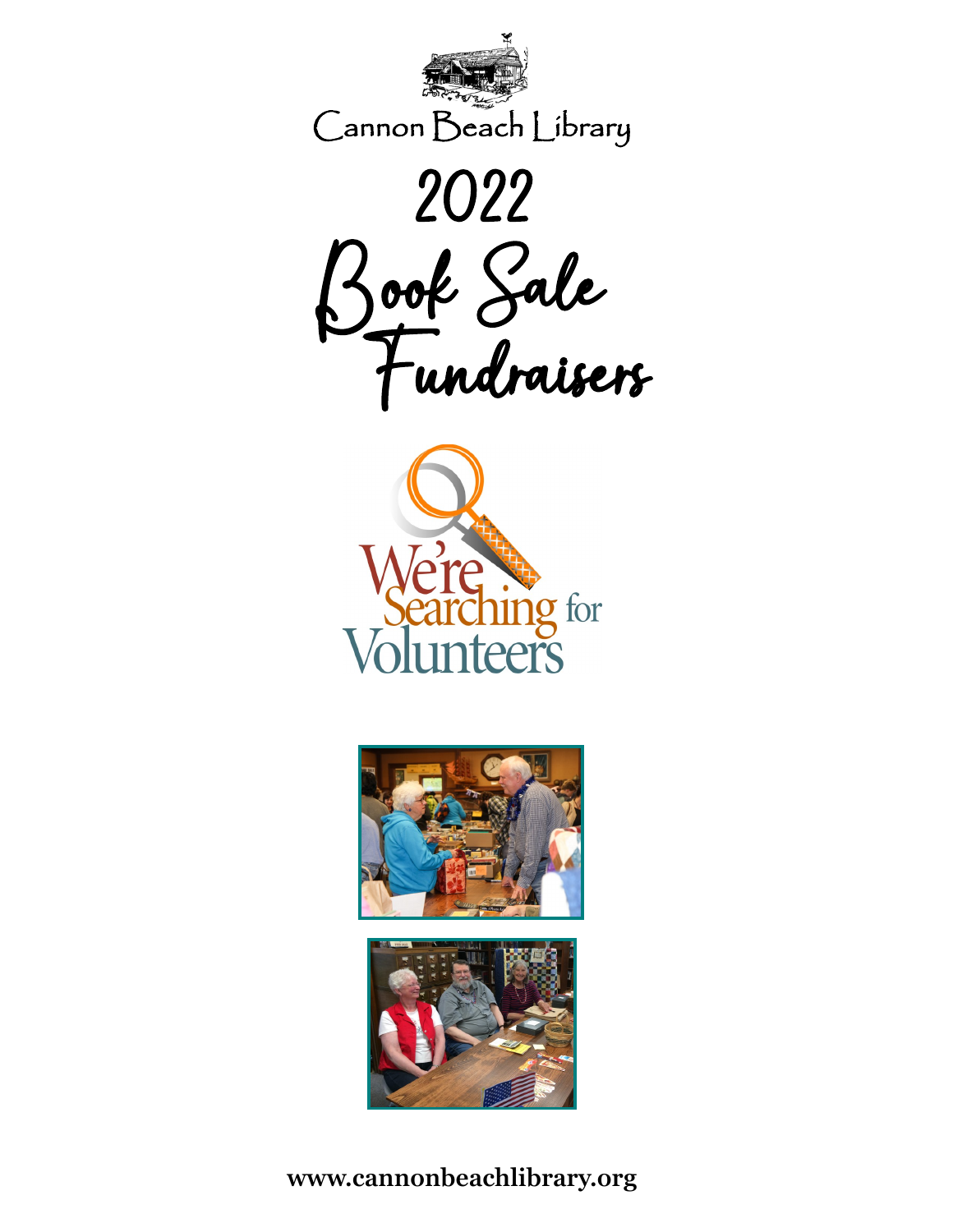Cannon Beach Library

# 2022

# Book Sale Fundraisers

We're Searching for Volunteers

**www.cannonbeachlibrary.org**